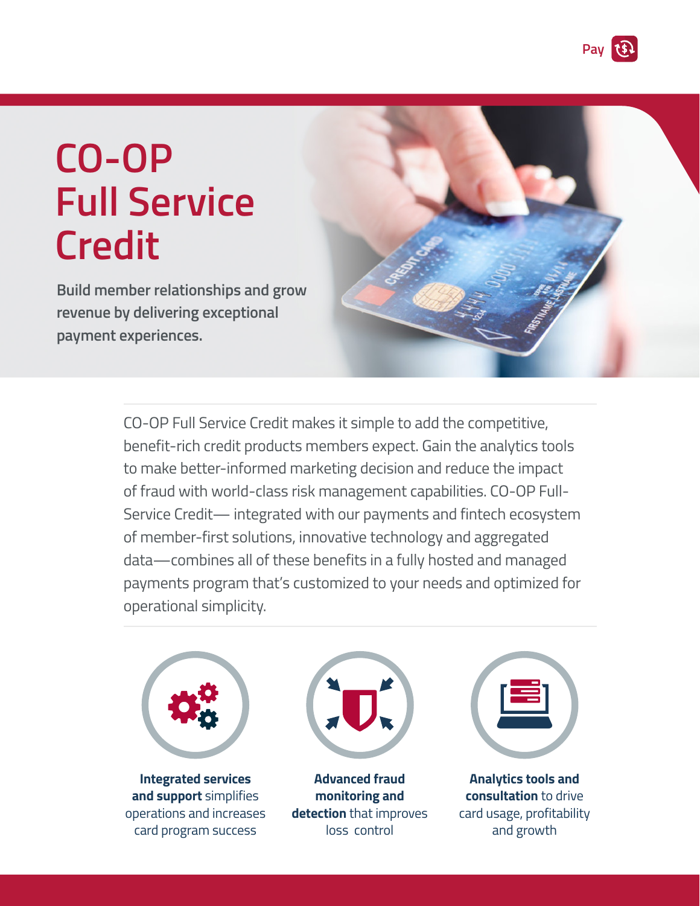# CO-OP Full Service Credit

**Build member relationships and grow revenue by delivering exceptional payment experiences.**

CO-OP Full Service Credit makes it simple to add the competitive, benefit-rich credit products members expect. Gain the analytics tools to make better-informed marketing decision and reduce the impact of fraud with world-class risk management capabilities. CO-OP Full-Service Credit— integrated with our payments and fintech ecosystem of member-first solutions, innovative technology and aggregated data—combines all of these benefits in a fully hosted and managed payments program that's customized to your needs and optimized for operational simplicity.

**Integrated services and support** simplifies operations and increases card program success

**Advanced fraud monitoring and detection** that improves loss control

**Analytics tools and consultation** to drive card usage, profitability and growth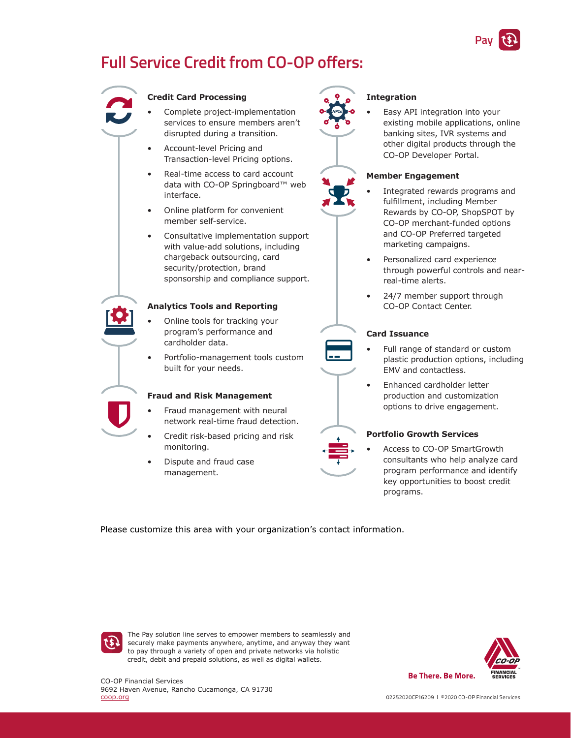# Full Service Credit from CO-OP offers:

### Credit Card Processing

- Complete project-implementation services to ensure members aren't disrupted during a transition.
- Account-level Pricing and Transaction-level Pricing options.
- Real-time access to card account data with CO-OP Springboard™ web interface.
- Online platform for convenient member self-service.
- Consultative implementation support with value-add solutions, including chargeback outsourcing, card security/protection, brand sponsorship and compliance support.

### Analytics Tools and Reporting

- Online tools for tracking your program's performance and cardholder data.
- Portfolio-management tools custom built for your needs.

### Fraud and Risk Management

- Fraud management with neural network real-time fraud detection.
- Credit risk-based pricing and risk monitoring.
- Dispute and fraud case management.

### Integration

- Easy API integration into your existing mobile applications, online banking sites, IVR systems and other digital products through the CO-OP Developer Portal.

### Member Engagement

- Integrated rewards programs and fulfillment, including Member Rewards by CO-OP, ShopSPOT by CO-OP merchant-funded options and CO-OP Preferred targeted marketing campaigns.
- Personalized card experience through powerful controls and near-real-time alerts.
- 24/7 member support through CO-OP Contact Center.

### Card Issuance

- Full range of standard or custom plastic production options, including EMV and contactless.
- Enhanced cardholder letter production and customization options to drive engagement.

### Portfolio Growth Services

- Access to CO-OP SmartGrowth consultants who help analyze card program performance and identify key opportunities to boost credit programs.

Please customize this area with your organization's contact information.

The Pay solution line serves to empower members to seamlessly and securely make payments anywhere, anytime, and anyway they want to pay through a variety of open and private networks via holistic credit, debit and prepaid solutions, as well as digital wallets.

CO-OP Financial Services
9692 Haven Avenue, Rancho Cucamonga, CA 91730
coop.org

Be There. Be More.

02252020CF16209 | ©2020 CO-OP Financial Services